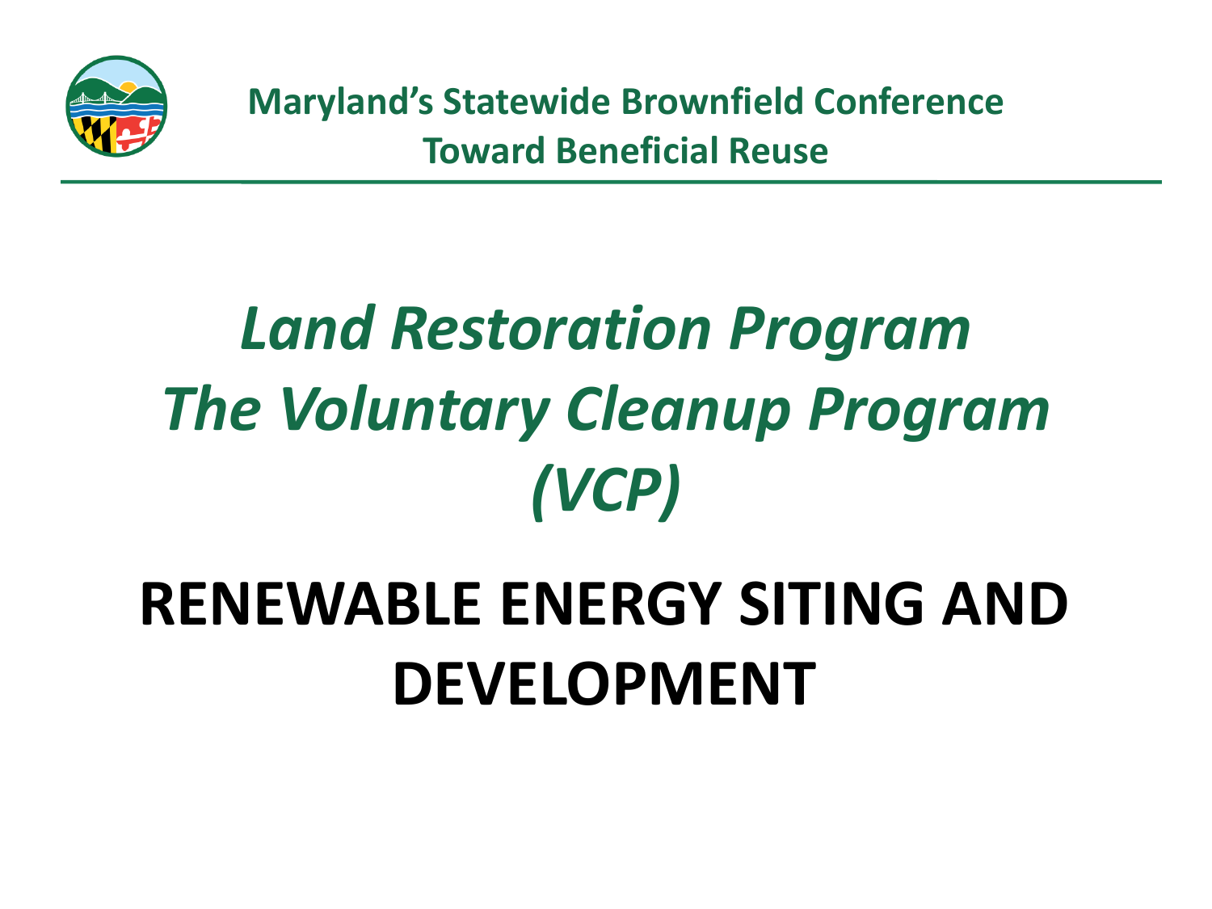**Maryland's Statewide Brownfield Conference**
**Toward Beneficial Reuse**

# *Land Restoration Program*
# *The Voluntary Cleanup Program (VCP)*

# RENEWABLE ENERGY SITING AND DEVELOPMENT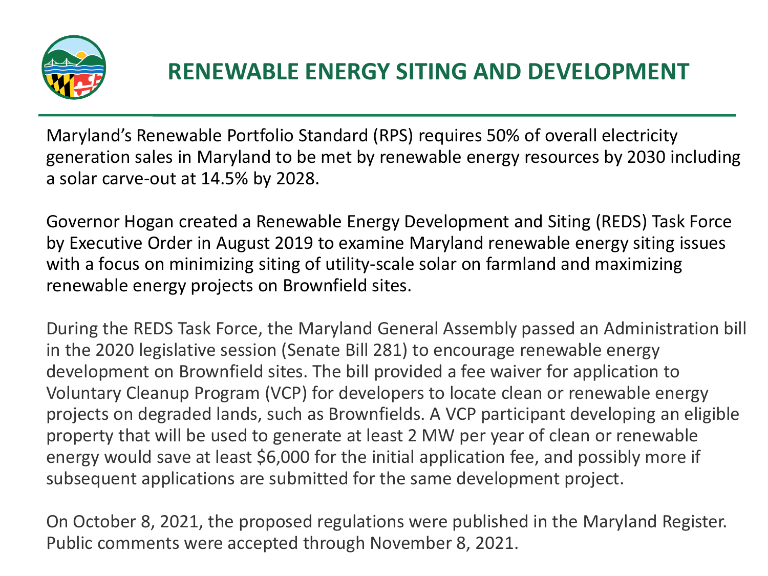# RENEWABLE ENERGY SITING AND DEVELOPMENT

Maryland's Renewable Portfolio Standard (RPS) requires 50% of overall electricity generation sales in Maryland to be met by renewable energy resources by 2030 including a solar carve-out at 14.5% by 2028.

Governor Hogan created a Renewable Energy Development and Siting (REDS) Task Force by Executive Order in August 2019 to examine Maryland renewable energy siting issues with a focus on minimizing siting of utility-scale solar on farmland and maximizing renewable energy projects on Brownfield sites.

During the REDS Task Force, the Maryland General Assembly passed an Administration bill in the 2020 legislative session (Senate Bill 281) to encourage renewable energy development on Brownfield sites. The bill provided a fee waiver for application to Voluntary Cleanup Program (VCP) for developers to locate clean or renewable energy projects on degraded lands, such as Brownfields. A VCP participant developing an eligible property that will be used to generate at least 2 MW per year of clean or renewable energy would save at least $6,000 for the initial application fee, and possibly more if subsequent applications are submitted for the same development project.

On October 8, 2021, the proposed regulations were published in the Maryland Register. Public comments were accepted through November 8, 2021.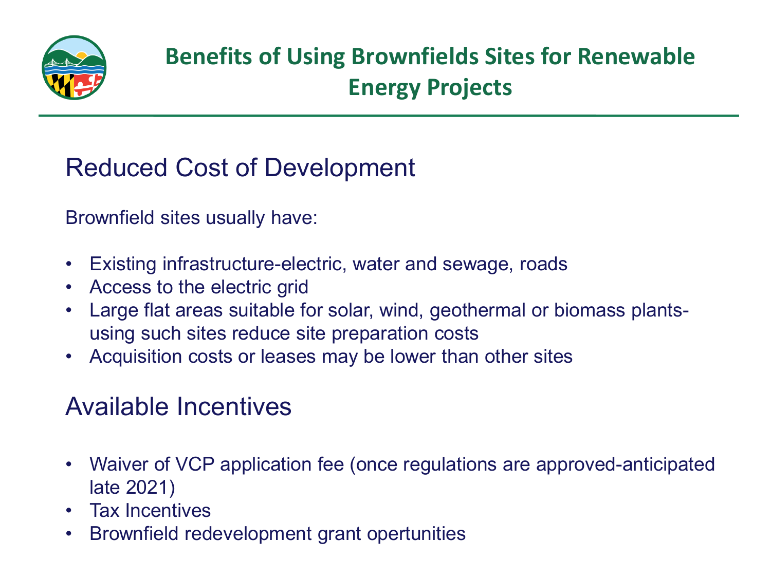# Benefits of Using Brownfields Sites for Renewable Energy Projects

## Reduced Cost of Development

Brownfield sites usually have:

- Existing infrastructure-electric, water and sewage, roads
- Access to the electric grid
- Large flat areas suitable for solar, wind, geothermal or biomass plants-using such sites reduce site preparation costs
- Acquisition costs or leases may be lower than other sites

## Available Incentives

- Waiver of VCP application fee (once regulations are approved-anticipated late 2021)
- Tax Incentives
- Brownfield redevelopment grant opertunities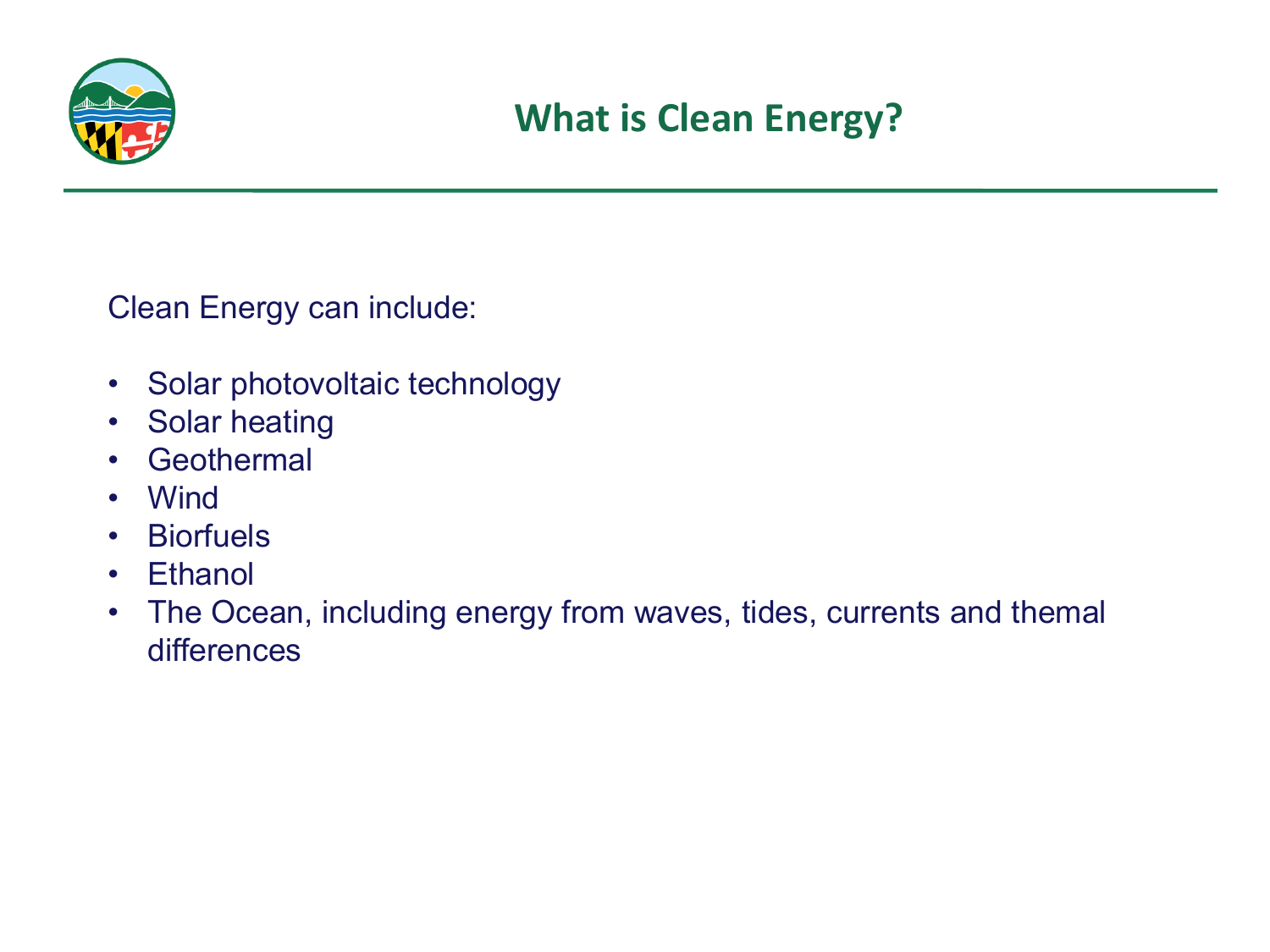# What is Clean Energy?

Clean Energy can include:

- Solar photovoltaic technology
- Solar heating
- Geothermal
- Wind
- Biorfuels
- Ethanol
- The Ocean, including energy from waves, tides, currents and themal differences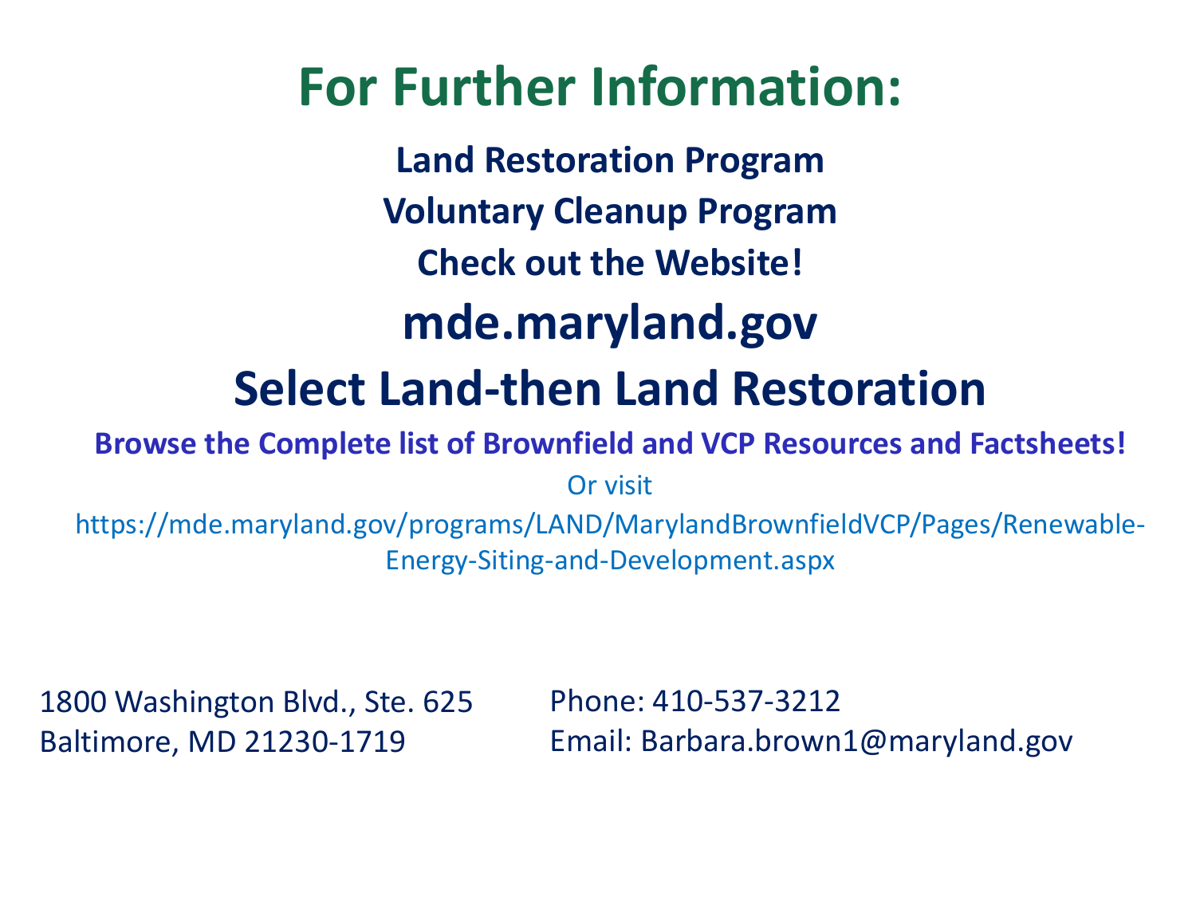# For Further Information:

**Land Restoration Program**

**Voluntary Cleanup Program**

**Check out the Website!**

## mde.maryland.gov

## Select Land-then Land Restoration

**Browse the Complete list of Brownfield and VCP Resources and Factsheets!**

Or visit https://mde.maryland.gov/programs/LAND/MarylandBrownfieldVCP/Pages/Renewable-Energy-Siting-and-Development.aspx

1800 Washington Blvd., Ste. 625
Baltimore, MD 21230-1719

Phone: 410-537-3212
Email: Barbara.brown1@maryland.gov